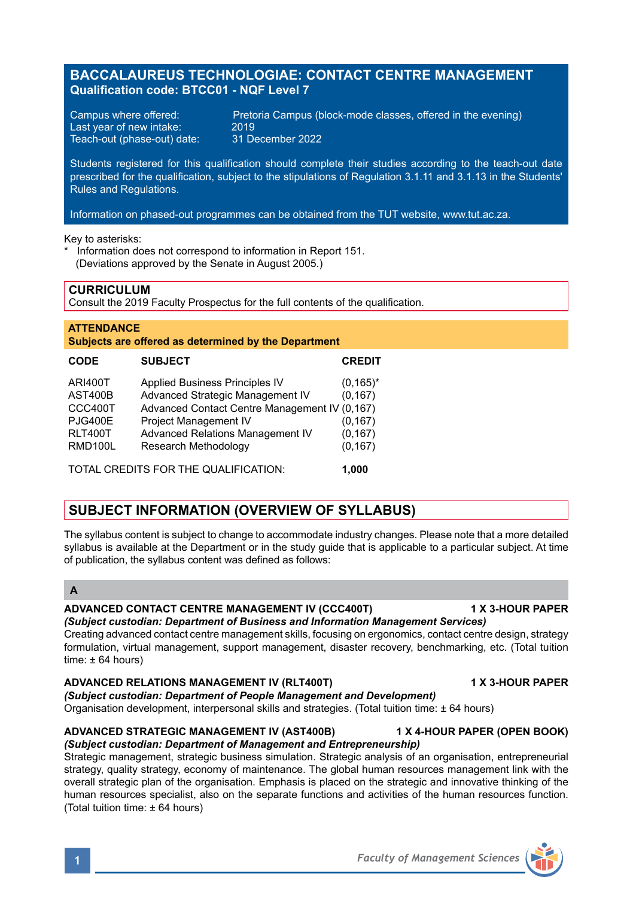# BACCALAUREUS TECHNOLOGIAE: CONTACT CENTRE MANAGEMENT
**Qualification code: BTCC01 - NQF Level 7**

Campus where offered: Pretoria Campus (block-mode classes, offered in the evening)
Last year of new intake: 2019
Teach-out (phase-out) date: 31 December 2022

Students registered for this qualification should complete their studies according to the teach-out date prescribed for the qualification, subject to the stipulations of Regulation 3.1.11 and 3.1.13 in the Students' Rules and Regulations.

Information on phased-out programmes can be obtained from the TUT website, www.tut.ac.za.

Key to asterisks:
* Information does not correspond to information in Report 151. (Deviations approved by the Senate in August 2005.)

## CURRICULUM
Consult the 2019 Faculty Prospectus for the full contents of the qualification.

**ATTENDANCE**
**Subjects are offered as determined by the Department**

| CODE | SUBJECT | CREDIT |
|---|---|---|
| ARI400T | Applied Business Principles IV | (0,165)* |
| AST400B | Advanced Strategic Management IV | (0,167) |
| CCC400T | Advanced Contact Centre Management IV | (0,167) |
| PJG400E | Project Management IV | (0,167) |
| RLT400T | Advanced Relations Management IV | (0,167) |
| RMD100L | Research Methodology | (0,167) |

TOTAL CREDITS FOR THE QUALIFICATION: **1,000**

## SUBJECT INFORMATION (OVERVIEW OF SYLLABUS)

The syllabus content is subject to change to accommodate industry changes. Please note that a more detailed syllabus is available at the Department or in the study guide that is applicable to a particular subject. At time of publication, the syllabus content was defined as follows:

### A

**ADVANCED CONTACT CENTRE MANAGEMENT IV (CCC400T) 1 X 3-HOUR PAPER**
***(Subject custodian: Department of Business and Information Management Services)***
Creating advanced contact centre management skills, focusing on ergonomics, contact centre design, strategy formulation, virtual management, support management, disaster recovery, benchmarking, etc. (Total tuition time: ± 64 hours)

**ADVANCED RELATIONS MANAGEMENT IV (RLT400T) 1 X 3-HOUR PAPER**
***(Subject custodian: Department of People Management and Development)***
Organisation development, interpersonal skills and strategies. (Total tuition time: ± 64 hours)

**ADVANCED STRATEGIC MANAGEMENT IV (AST400B) 1 X 4-HOUR PAPER (OPEN BOOK)**
***(Subject custodian: Department of Management and Entrepreneurship)***
Strategic management, strategic business simulation. Strategic analysis of an organisation, entrepreneurial strategy, quality strategy, economy of maintenance. The global human resources management link with the overall strategic plan of the organisation. Emphasis is placed on the strategic and innovative thinking of the human resources specialist, also on the separate functions and activities of the human resources function. (Total tuition time: ± 64 hours)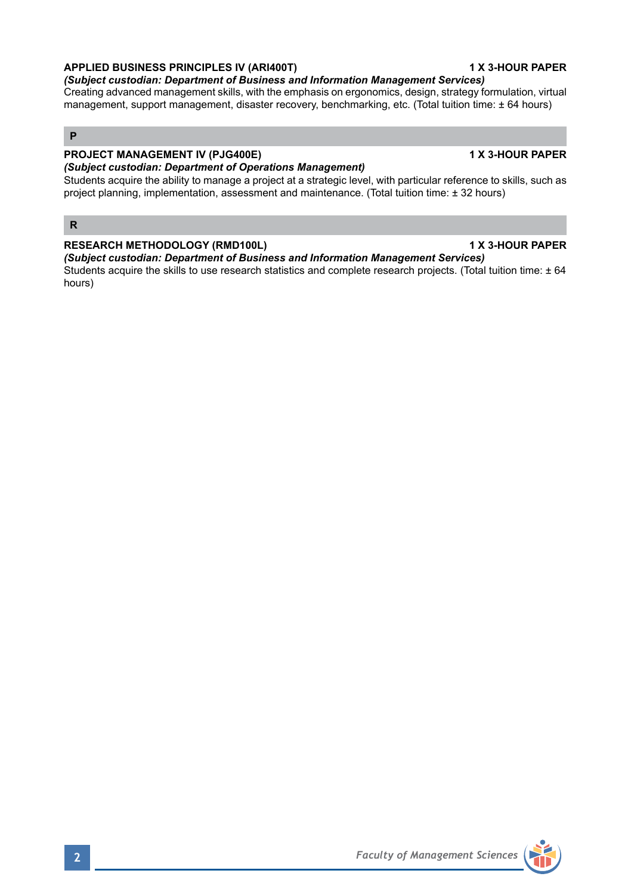**APPLIED BUSINESS PRINCIPLES IV (ARI400T)** **1 X 3-HOUR PAPER**

***(Subject custodian: Department of Business and Information Management Services)***

Creating advanced management skills, with the emphasis on ergonomics, design, strategy formulation, virtual management, support management, disaster recovery, benchmarking, etc. (Total tuition time: ± 64 hours)

## P

**PROJECT MANAGEMENT IV (PJG400E)** **1 X 3-HOUR PAPER**

***(Subject custodian: Department of Operations Management)***

Students acquire the ability to manage a project at a strategic level, with particular reference to skills, such as project planning, implementation, assessment and maintenance. (Total tuition time: ± 32 hours)

## R

**RESEARCH METHODOLOGY (RMD100L)** **1 X 3-HOUR PAPER**

***(Subject custodian: Department of Business and Information Management Services)***

Students acquire the skills to use research statistics and complete research projects. (Total tuition time: ± 64 hours)